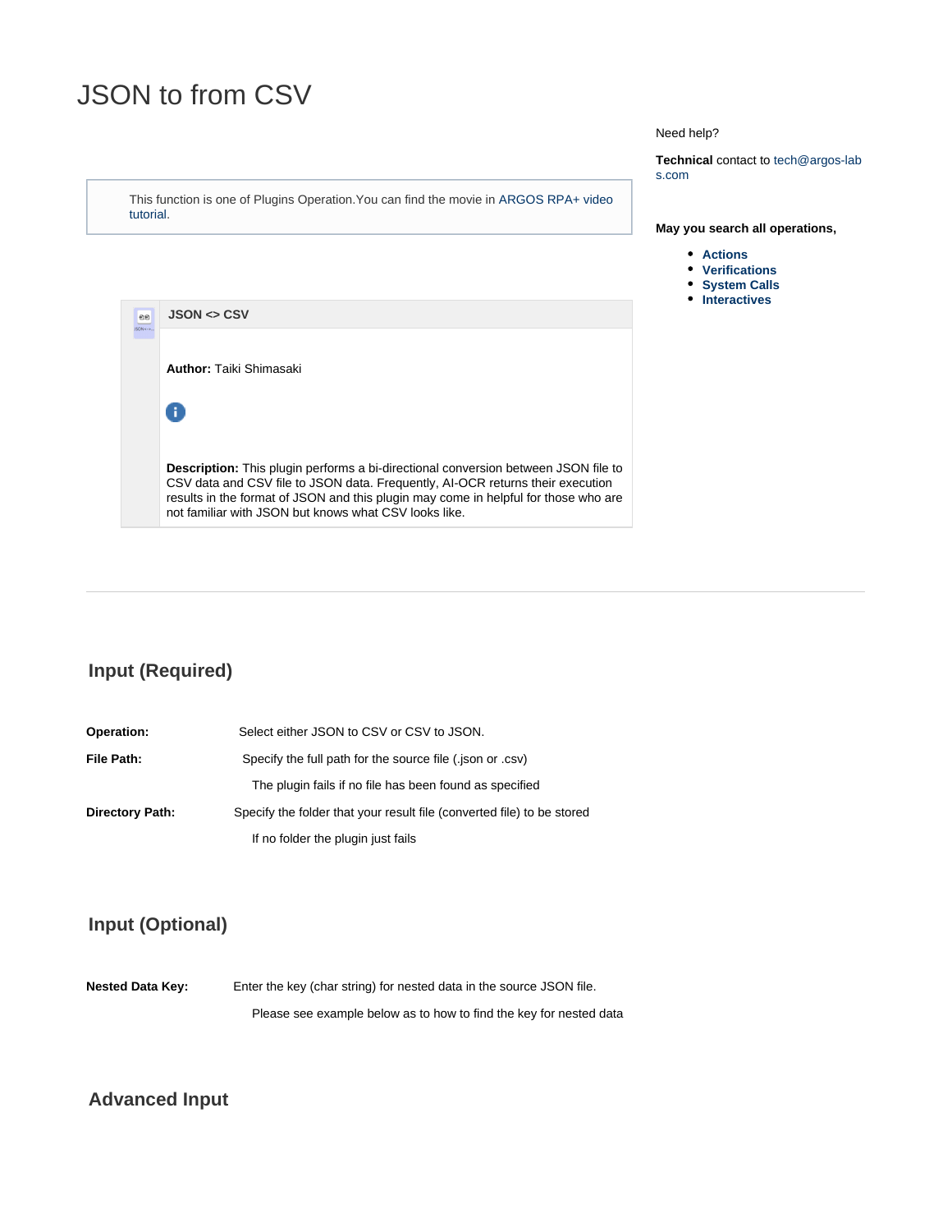# JSON to from CSV

Need help?

**Technical** contact to tech@argos-labs.com

This function is one of Plugins Operation.You can find the movie in ARGOS RPA+ video tutorial.

**May you search all operations,**

- **Actions**
- **Verifications**
- **System Calls**
- **Interactives**

**JSON <> CSV**

**Author:** Taiki Shimasaki

**Description:** This plugin performs a bi-directional conversion between JSON file to CSV data and CSV file to JSON data. Frequently, AI-OCR returns their execution results in the format of JSON and this plugin may come in helpful for those who are not familiar with JSON but knows what CSV looks like.

---

## Input (Required)

**Operation:** Select either JSON to CSV or CSV to JSON.

**File Path:** Specify the full path for the source file (.json or .csv)

The plugin fails if no file has been found as specified

**Directory Path:** Specify the folder that your result file (converted file) to be stored

If no folder the plugin just fails

## Input (Optional)

**Nested Data Key:** Enter the key (char string) for nested data in the source JSON file.

Please see example below as to how to find the key for nested data

## Advanced Input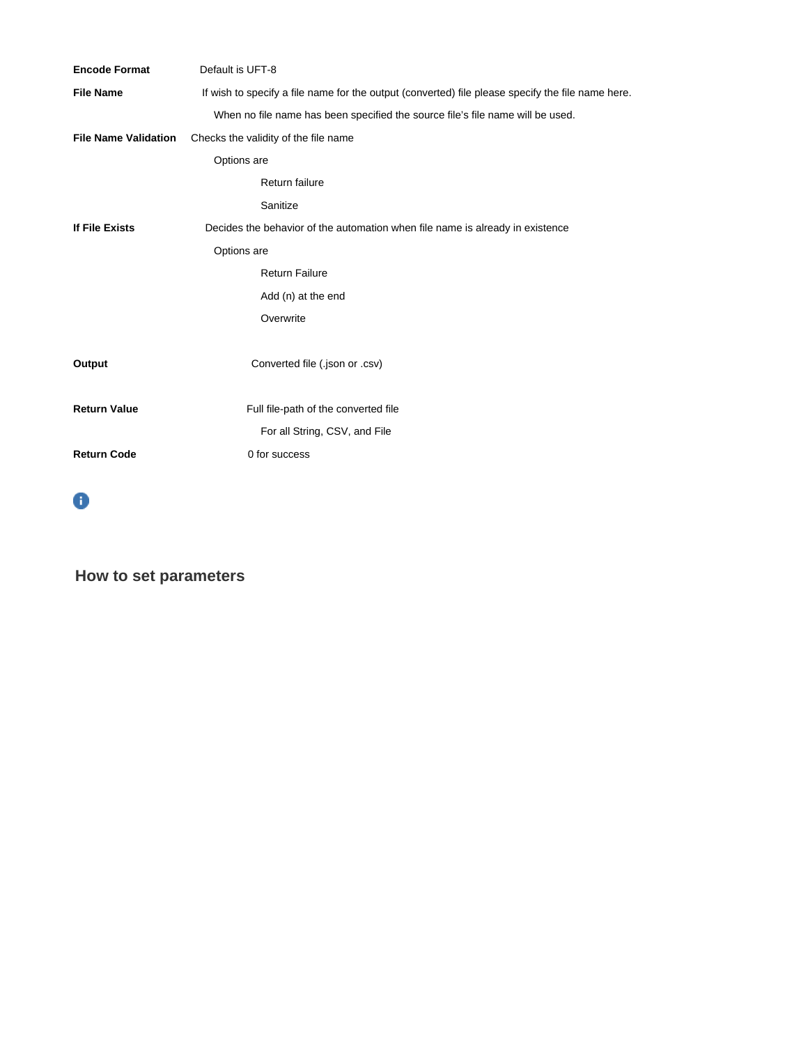**Encode Format** Default is UFT-8

**File Name** If wish to specify a file name for the output (converted) file please specify the file name here.

When no file name has been specified the source file's file name will be used.

**File Name Validation** Checks the validity of the file name

Options are

- Return failure
- Sanitize

**If File Exists** Decides the behavior of the automation when file name is already in existence

Options are

- Return Failure
- Add (n) at the end
- Overwrite

**Output** Converted file (.json or .csv)

**Return Value** Full file-path of the converted file

For all String, CSV, and File

**Return Code** 0 for success

## How to set parameters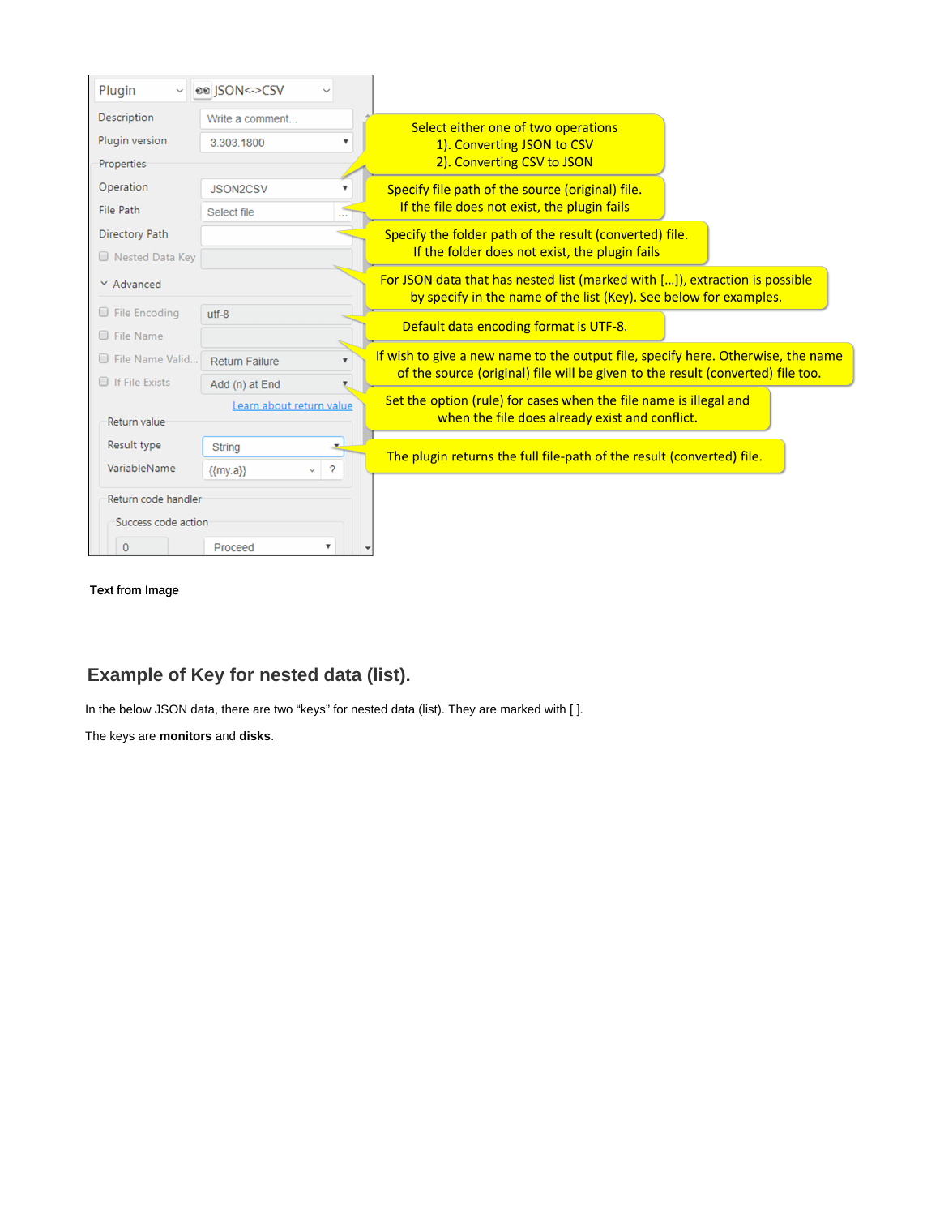| | |
|---|---|
| Plugin | JSON<->CSV |
| Description | Write a comment... |
| Plugin version | 3.303.1800 |
| Properties | |
| Operation | JSON2CSV |
| File Path | Select file |
| Directory Path | |
| Nested Data Key | |
| Advanced | |
| File Encoding | utf-8 |
| File Name | |
| File Name Valid... | Return Failure |
| If File Exists | Add (n) at End |
| | Learn about return value |
| Return value | |
| Result type | String |
| VariableName | {{my.a}} |
| Return code handler | |
| Success code action | |
| 0 | Proceed |

Select either one of two operations
1). Converting JSON to CSV
2). Converting CSV to JSON

Specify file path of the source (original) file.
If the file does not exist, the plugin fails

Specify the folder path of the result (converted) file.
If the folder does not exist, the plugin fails

For JSON data that has nested list (marked with [...]), extraction is possible by specify in the name of the list (Key). See below for examples.

Default data encoding format is UTF-8.

If wish to give a new name to the output file, specify here. Otherwise, the name of the source (original) file will be given to the result (converted) file too.

Set the option (rule) for cases when the file name is illegal and when the file does already exist and conflict.

The plugin returns the full file-path of the result (converted) file.

Text from Image

## Example of Key for nested data (list).

In the below JSON data, there are two "keys" for nested data (list). They are marked with [ ].

The keys are **monitors** and **disks**.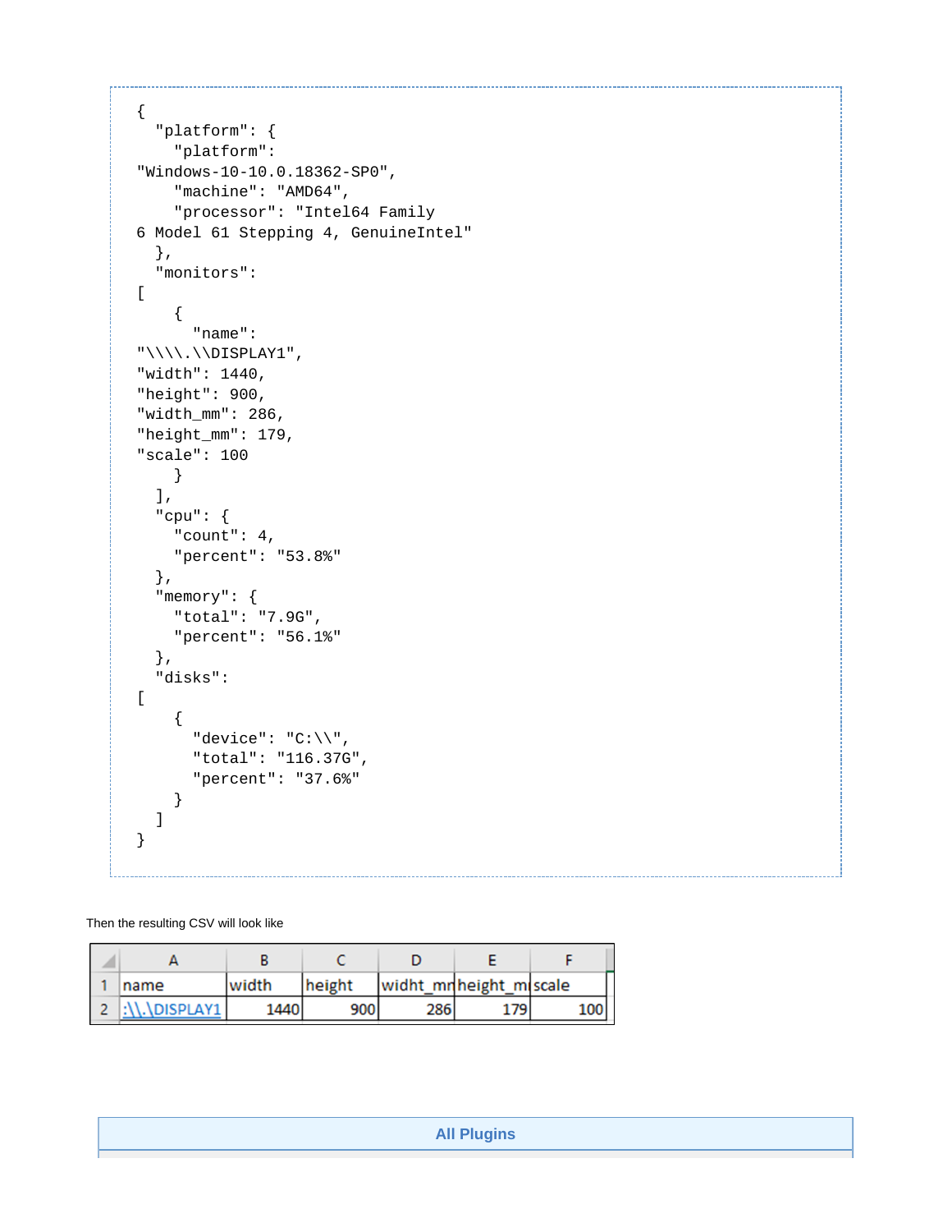```
{
  "platform": {
    "platform":
"Windows-10-10.0.18362-SP0",
    "machine": "AMD64",
    "processor": "Intel64 Family
6 Model 61 Stepping 4, GenuineIntel"
  },
  "monitors":
[
    {
      "name":
"\\\\.\\DISPLAY1",
"width": 1440,
"height": 900,
"width_mm": 286,
"height_mm": 179,
"scale": 100
    }
  ],
  "cpu": {
    "count": 4,
    "percent": "53.8%"
  },
  "memory": {
    "total": "7.9G",
    "percent": "56.1%"
  },
  "disks":
[
    {
      "device": "C:\\",
      "total": "116.37G",
      "percent": "37.6%"
    }
  ]
}
```

Then the resulting CSV will look like

| | A | B | C | D | E | F |
|---|---|---|---|---|---|---|
| 1 | name | width | height | widht_mm | height_mm | scale |
| 2 | :\\.\DISPLAY1 | 1440 | 900 | 286 | 179 | 100 |

**All Plugins**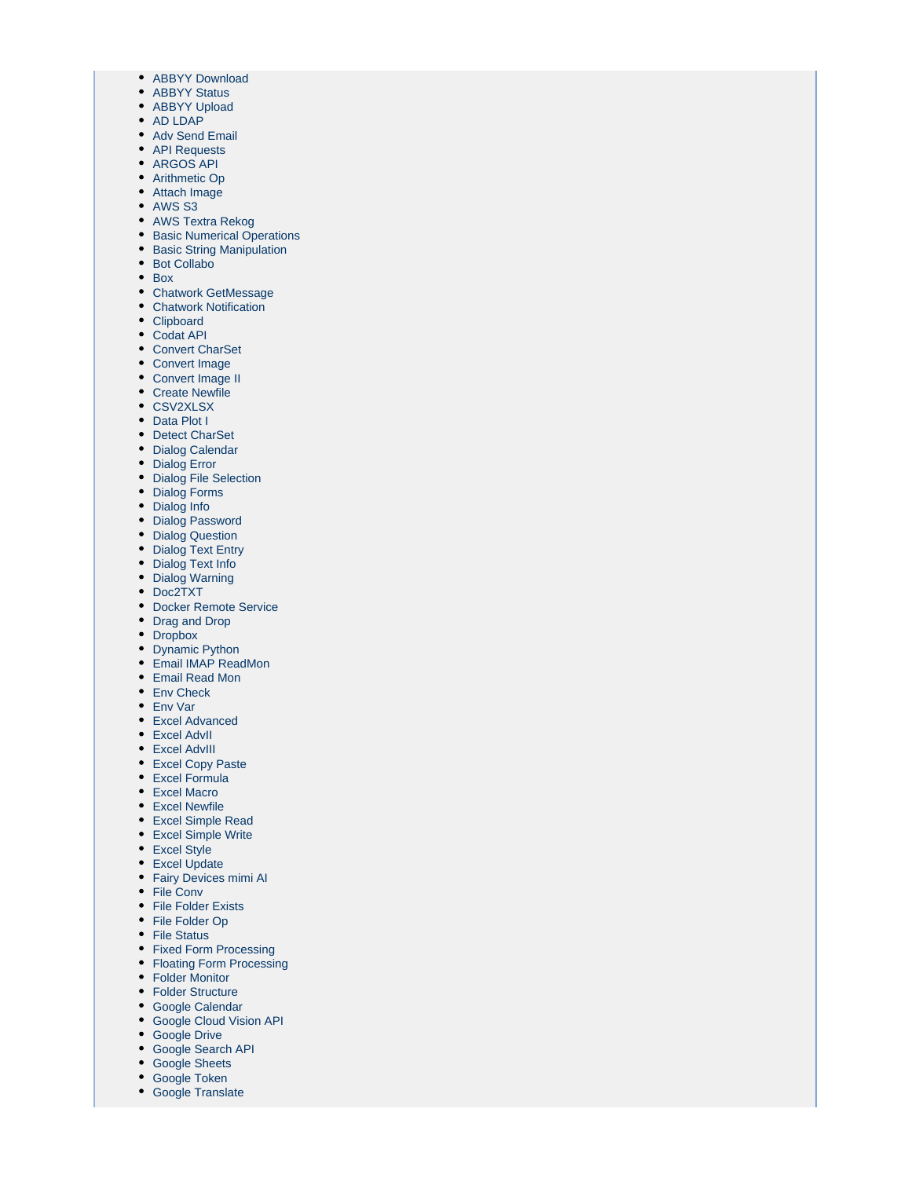- ABBYY Download
- ABBYY Status
- ABBYY Upload
- AD LDAP
- Adv Send Email
- API Requests
- ARGOS API
- Arithmetic Op
- Attach Image
- AWS S3
- AWS Textra Rekog
- Basic Numerical Operations
- Basic String Manipulation
- Bot Collabo
- Box
- Chatwork GetMessage
- Chatwork Notification
- Clipboard
- Codat API
- Convert CharSet
- Convert Image
- Convert Image II
- Create Newfile
- CSV2XLSX
- Data Plot I
- Detect CharSet
- Dialog Calendar
- Dialog Error
- Dialog File Selection
- Dialog Forms
- Dialog Info
- Dialog Password
- Dialog Question
- Dialog Text Entry
- Dialog Text Info
- Dialog Warning
- Doc2TXT
- Docker Remote Service
- Drag and Drop
- Dropbox
- Dynamic Python
- Email IMAP ReadMon
- Email Read Mon
- Env Check
- Env Var
- Excel Advanced
- Excel AdvII
- Excel AdvIII
- Excel Copy Paste
- Excel Formula
- Excel Macro
- Excel Newfile
- Excel Simple Read
- Excel Simple Write
- Excel Style
- Excel Update
- Fairy Devices mimi AI
- File Conv
- File Folder Exists
- File Folder Op
- File Status
- Fixed Form Processing
- Floating Form Processing
- Folder Monitor
- Folder Structure
- Google Calendar
- Google Cloud Vision API
- Google Drive
- Google Search API
- Google Sheets
- Google Token
- Google Translate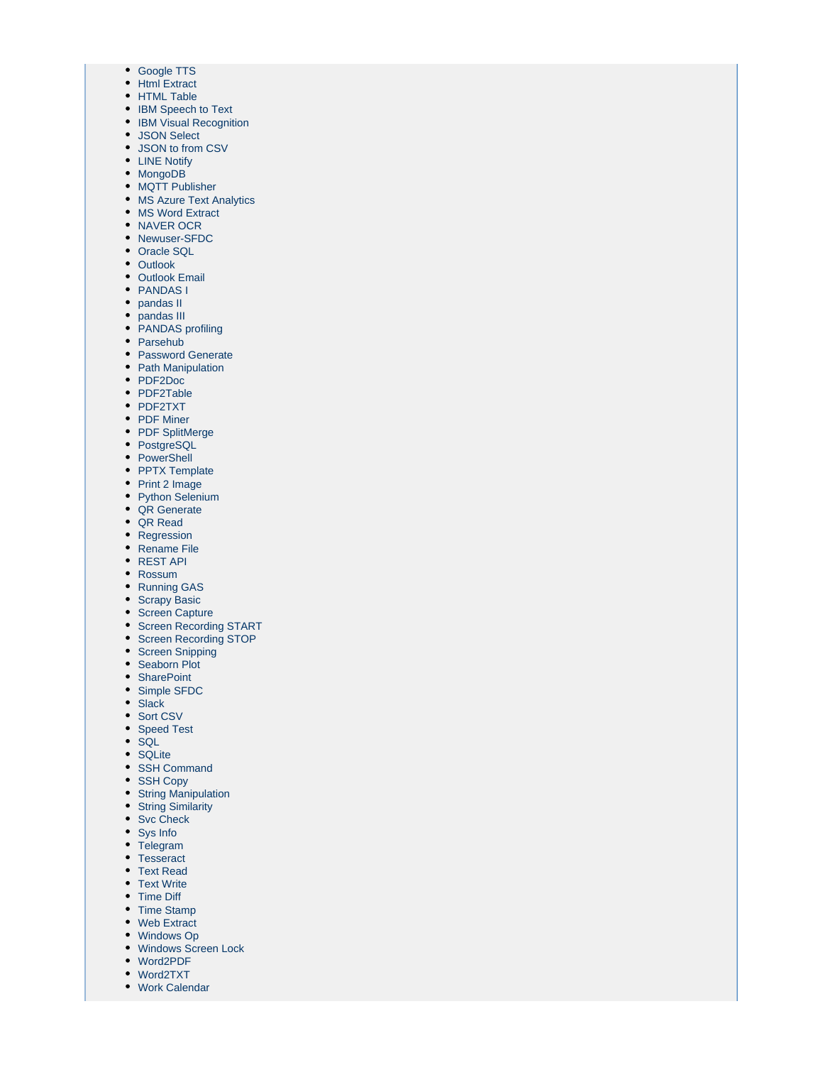- Google TTS
- Html Extract
- HTML Table
- IBM Speech to Text
- IBM Visual Recognition
- JSON Select
- JSON to from CSV
- LINE Notify
- MongoDB
- MQTT Publisher
- MS Azure Text Analytics
- MS Word Extract
- NAVER OCR
- Newuser-SFDC
- Oracle SQL
- Outlook
- Outlook Email
- PANDAS I
- pandas II
- pandas III
- PANDAS profiling
- Parsehub
- Password Generate
- Path Manipulation
- PDF2Doc
- PDF2Table
- PDF2TXT
- PDF Miner
- PDF SplitMerge
- PostgreSQL
- PowerShell
- PPTX Template
- Print 2 Image
- Python Selenium
- QR Generate
- QR Read
- Regression
- Rename File
- REST API
- Rossum
- Running GAS
- Scrapy Basic
- Screen Capture
- Screen Recording START
- Screen Recording STOP
- Screen Snipping
- Seaborn Plot
- SharePoint
- Simple SFDC
- Slack
- Sort CSV
- Speed Test
- SQL
- SQLite
- SSH Command
- SSH Copy
- String Manipulation
- String Similarity
- Svc Check
- Sys Info
- Telegram
- Tesseract
- Text Read
- Text Write
- Time Diff
- Time Stamp
- Web Extract
- Windows Op
- Windows Screen Lock
- Word2PDF
- Word2TXT
- Work Calendar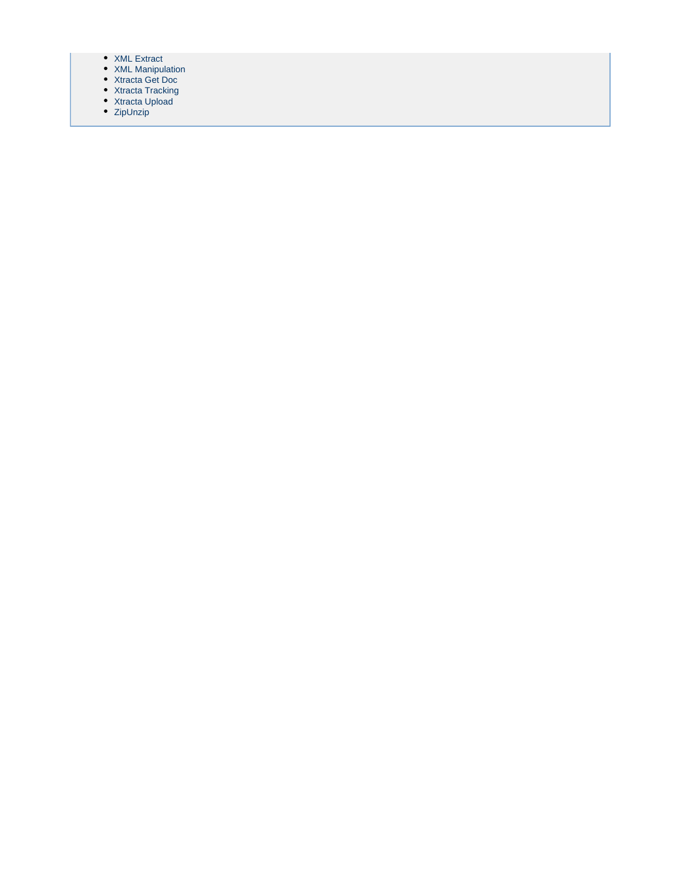- XML Extract
- XML Manipulation
- Xtracta Get Doc
- Xtracta Tracking
- Xtracta Upload
- ZipUnzip